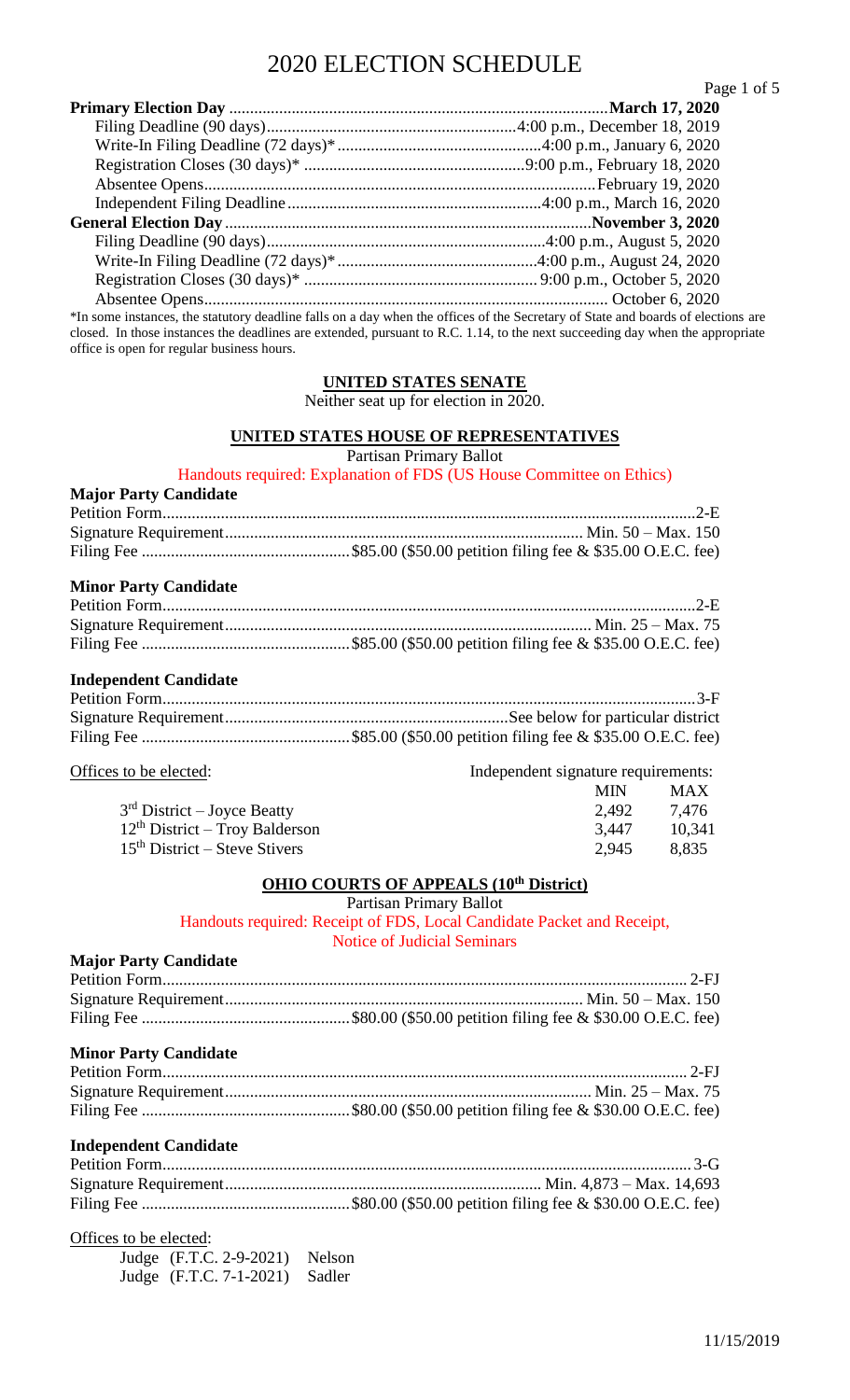# 2020 ELECTION SCHEDULE

| | |
|---|---|
| **Primary Election Day** | **March 17, 2020** |
| Filing Deadline (90 days) | 4:00 p.m., December 18, 2019 |
| Write-In Filing Deadline (72 days)* | 4:00 p.m., January 6, 2020 |
| Registration Closes (30 days)* | 9:00 p.m., February 18, 2020 |
| Absentee Opens | February 19, 2020 |
| Independent Filing Deadline | 4:00 p.m., March 16, 2020 |
| **General Election Day** | **November 3, 2020** |
| Filing Deadline (90 days) | 4:00 p.m., August 5, 2020 |
| Write-In Filing Deadline (72 days)* | 4:00 p.m., August 24, 2020 |
| Registration Closes (30 days)* | 9:00 p.m., October 5, 2020 |
| Absentee Opens | October 6, 2020 |

*In some instances, the statutory deadline falls on a day when the offices of the Secretary of State and boards of elections are closed. In those instances the deadlines are extended, pursuant to R.C. 1.14, to the next succeeding day when the appropriate office is open for regular business hours.

## UNITED STATES SENATE

Neither seat up for election in 2020.

## UNITED STATES HOUSE OF REPRESENTATIVES

Partisan Primary Ballot

Handouts required: Explanation of FDS (US House Committee on Ethics)

**Major Party Candidate**

| | |
|---|---|
| Petition Form | 2-E |
| Signature Requirement | Min. 50 – Max. 150 |
| Filing Fee | $85.00 ($50.00 petition filing fee & $35.00 O.E.C. fee) |

**Minor Party Candidate**

| | |
|---|---|
| Petition Form | 2-E |
| Signature Requirement | Min. 25 – Max. 75 |
| Filing Fee | $85.00 ($50.00 petition filing fee & $35.00 O.E.C. fee) |

**Independent Candidate**

| | |
|---|---|
| Petition Form | 3-F |
| Signature Requirement | See below for particular district |
| Filing Fee | $85.00 ($50.00 petition filing fee & $35.00 O.E.C. fee) |

| Offices to be elected: | Independent signature requirements: MIN | MAX |
|---|---|---|
| 3rd District – Joyce Beatty | 2,492 | 7,476 |
| 12th District – Troy Balderson | 3,447 | 10,341 |
| 15th District – Steve Stivers | 2,945 | 8,835 |

## OHIO COURTS OF APPEALS (10th District)

Partisan Primary Ballot

Handouts required: Receipt of FDS, Local Candidate Packet and Receipt, Notice of Judicial Seminars

**Major Party Candidate**

| | |
|---|---|
| Petition Form | 2-FJ |
| Signature Requirement | Min. 50 – Max. 150 |
| Filing Fee | $80.00 ($50.00 petition filing fee & $30.00 O.E.C. fee) |

**Minor Party Candidate**

| | |
|---|---|
| Petition Form | 2-FJ |
| Signature Requirement | Min. 25 – Max. 75 |
| Filing Fee | $80.00 ($50.00 petition filing fee & $30.00 O.E.C. fee) |

**Independent Candidate**

| | |
|---|---|
| Petition Form | 3-G |
| Signature Requirement | Min. 4,873 – Max. 14,693 |
| Filing Fee | $80.00 ($50.00 petition filing fee & $30.00 O.E.C. fee) |

Offices to be elected:

| | |
|---|---|
| Judge (F.T.C. 2-9-2021) | Nelson |
| Judge (F.T.C. 7-1-2021) | Sadler |

11/15/2019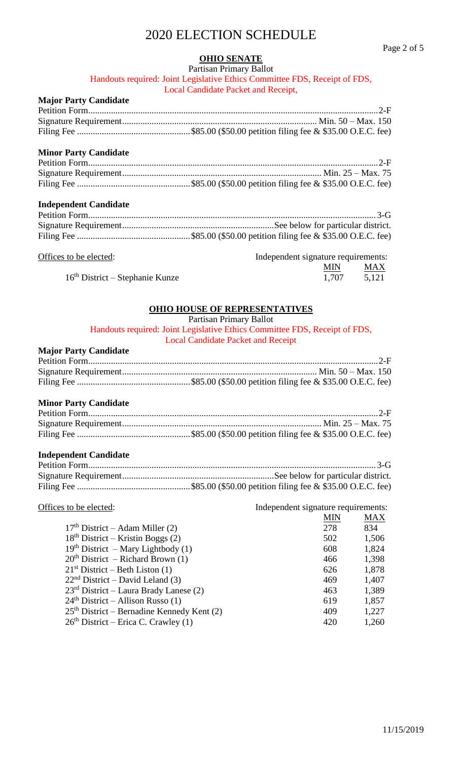# 2020 ELECTION SCHEDULE

## OHIO SENATE

Partisan Primary Ballot

Handouts required: Joint Legislative Ethics Committee FDS, Receipt of FDS, Local Candidate Packet and Receipt,

**Major Party Candidate**

Petition Form............................................................2-F
Signature Requirement..................................... Min. 50 – Max. 150
Filing Fee ...................$85.00 ($50.00 petition filing fee & $35.00 O.E.C. fee)

**Minor Party Candidate**

Petition Form............................................................2-F
Signature Requirement..................................... Min. 25 – Max. 75
Filing Fee ...................$85.00 ($50.00 petition filing fee & $35.00 O.E.C. fee)

**Independent Candidate**

Petition Form............................................................3-G
Signature Requirement.....................................See below for particular district.
Filing Fee ...................$85.00 ($50.00 petition filing fee & $35.00 O.E.C. fee)

| Offices to be elected: | Independent signature requirements: MIN | MAX |
|---|---|---|
| 16th District – Stephanie Kunze | 1,707 | 5,121 |

## OHIO HOUSE OF REPRESENTATIVES

Partisan Primary Ballot

Handouts required: Joint Legislative Ethics Committee FDS, Receipt of FDS, Local Candidate Packet and Receipt

**Major Party Candidate**

Petition Form............................................................2-F
Signature Requirement..................................... Min. 50 – Max. 150
Filing Fee ...................$85.00 ($50.00 petition filing fee & $35.00 O.E.C. fee)

**Minor Party Candidate**

Petition Form............................................................2-F
Signature Requirement..................................... Min. 25 – Max. 75
Filing Fee ...................$85.00 ($50.00 petition filing fee & $35.00 O.E.C. fee)

**Independent Candidate**

Petition Form............................................................3-G
Signature Requirement.....................................See below for particular district.
Filing Fee ...................$85.00 ($50.00 petition filing fee & $35.00 O.E.C. fee)

| Offices to be elected: | Independent signature requirements: MIN | MAX |
|---|---|---|
| 17th District – Adam Miller (2) | 278 | 834 |
| 18th District – Kristin Boggs (2) | 502 | 1,506 |
| 19th District – Mary Lightbody (1) | 608 | 1,824 |
| 20th District – Richard Brown (1) | 466 | 1,398 |
| 21st District – Beth Liston (1) | 626 | 1,878 |
| 22nd District – David Leland (3) | 469 | 1,407 |
| 23rd District – Laura Brady Lanese (2) | 463 | 1,389 |
| 24th District – Allison Russo (1) | 619 | 1,857 |
| 25th District – Bernadine Kennedy Kent (2) | 409 | 1,227 |
| 26th District – Erica C. Crawley (1) | 420 | 1,260 |

11/15/2019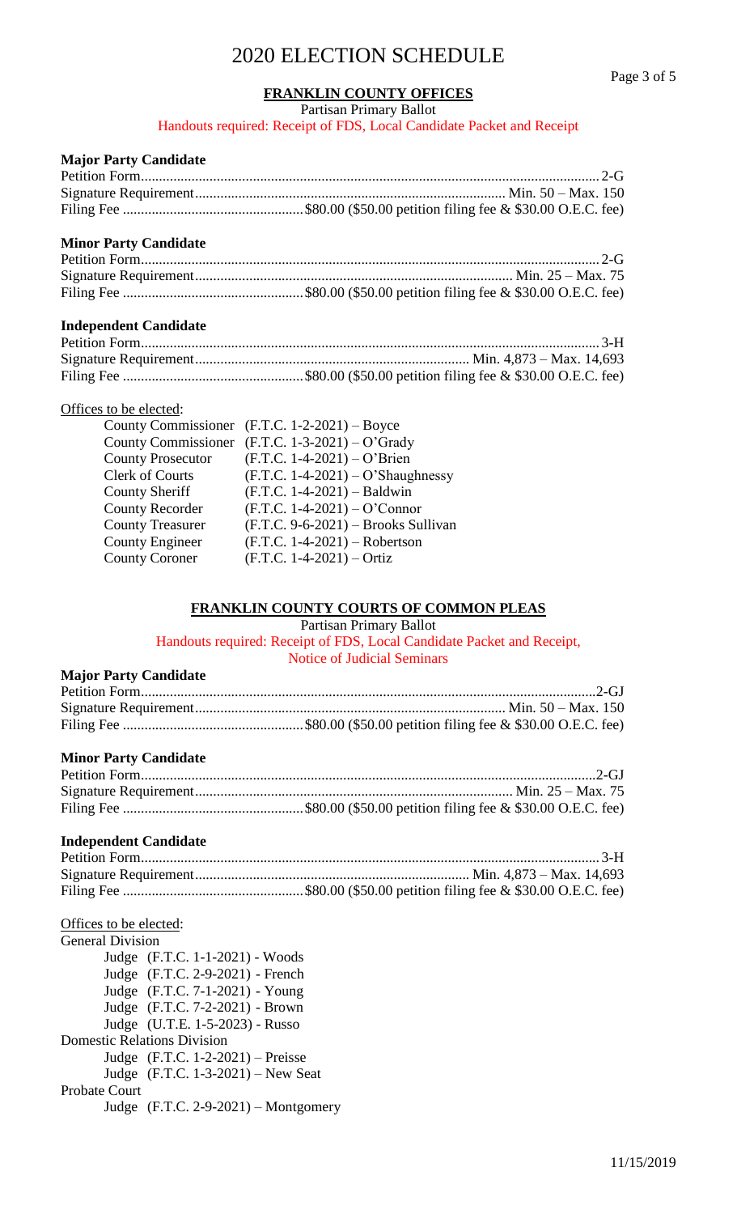# 2020 ELECTION SCHEDULE

## FRANKLIN COUNTY OFFICES

Partisan Primary Ballot

Handouts required: Receipt of FDS, Local Candidate Packet and Receipt

### Major Party Candidate

Petition Form .......... 2-G
Signature Requirement .......... Min. 50 – Max. 150
Filing Fee .......... $80.00 ($50.00 petition filing fee & $30.00 O.E.C. fee)

### Minor Party Candidate

Petition Form .......... 2-G
Signature Requirement .......... Min. 25 – Max. 75
Filing Fee .......... $80.00 ($50.00 petition filing fee & $30.00 O.E.C. fee)

### Independent Candidate

Petition Form .......... 3-H
Signature Requirement .......... Min. 4,873 – Max. 14,693
Filing Fee .......... $80.00 ($50.00 petition filing fee & $30.00 O.E.C. fee)

Offices to be elected:

| Office | Term |
|---|---|
| County Commissioner | (F.T.C. 1-2-2021) – Boyce |
| County Commissioner | (F.T.C. 1-3-2021) – O'Grady |
| County Prosecutor | (F.T.C. 1-4-2021) – O'Brien |
| Clerk of Courts | (F.T.C. 1-4-2021) – O'Shaughnessy |
| County Sheriff | (F.T.C. 1-4-2021) – Baldwin |
| County Recorder | (F.T.C. 1-4-2021) – O'Connor |
| County Treasurer | (F.T.C. 9-6-2021) – Brooks Sullivan |
| County Engineer | (F.T.C. 1-4-2021) – Robertson |
| County Coroner | (F.T.C. 1-4-2021) – Ortiz |

## FRANKLIN COUNTY COURTS OF COMMON PLEAS

Partisan Primary Ballot

Handouts required: Receipt of FDS, Local Candidate Packet and Receipt, Notice of Judicial Seminars

### Major Party Candidate

Petition Form .......... 2-GJ
Signature Requirement .......... Min. 50 – Max. 150
Filing Fee .......... $80.00 ($50.00 petition filing fee & $30.00 O.E.C. fee)

### Minor Party Candidate

Petition Form .......... 2-GJ
Signature Requirement .......... Min. 25 – Max. 75
Filing Fee .......... $80.00 ($50.00 petition filing fee & $30.00 O.E.C. fee)

### Independent Candidate

Petition Form .......... 3-H
Signature Requirement .......... Min. 4,873 – Max. 14,693
Filing Fee .......... $80.00 ($50.00 petition filing fee & $30.00 O.E.C. fee)

Offices to be elected:

General Division
- Judge (F.T.C. 1-1-2021) - Woods
- Judge (F.T.C. 2-9-2021) - French
- Judge (F.T.C. 7-1-2021) - Young
- Judge (F.T.C. 7-2-2021) - Brown
- Judge (U.T.E. 1-5-2023) - Russo

Domestic Relations Division
- Judge (F.T.C. 1-2-2021) – Preisse
- Judge (F.T.C. 1-3-2021) – New Seat

Probate Court
- Judge (F.T.C. 2-9-2021) – Montgomery

11/15/2019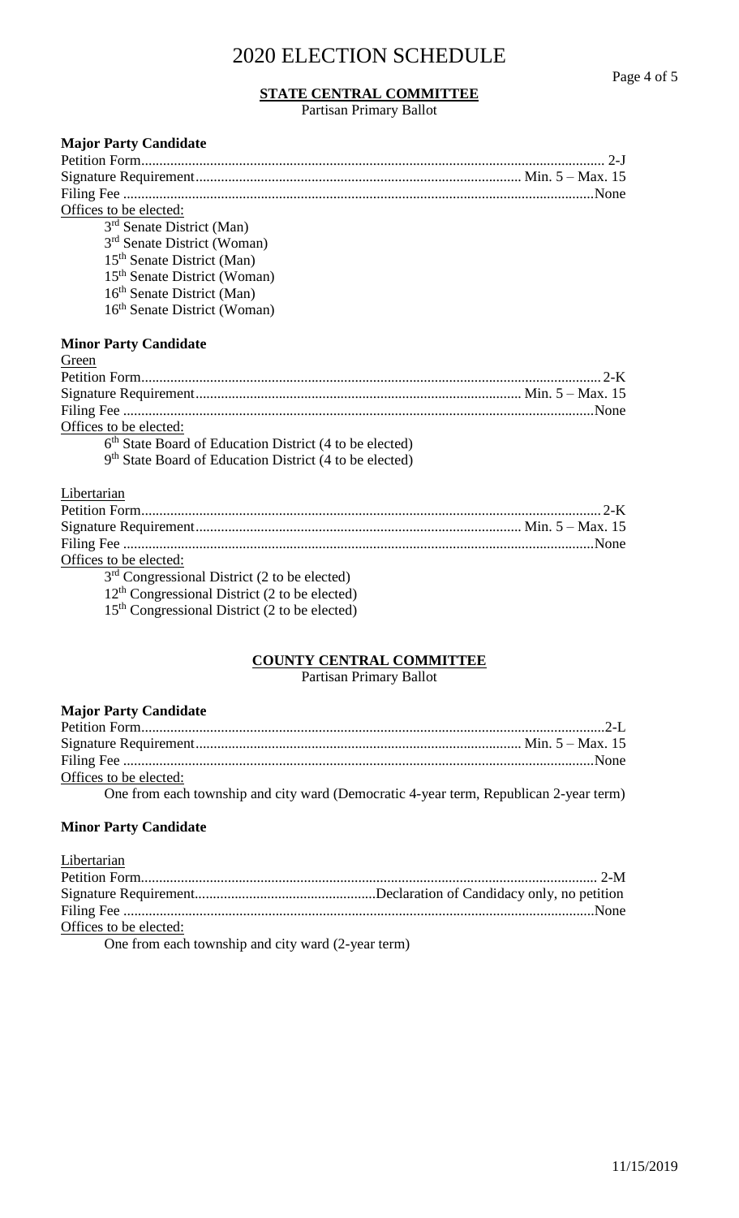# 2020 ELECTION SCHEDULE

## STATE CENTRAL COMMITTEE

Partisan Primary Ballot

### Major Party Candidate

Petition Form.............................................................................................................. 2-J
Signature Requirement......................................................................................... Min. 5 – Max. 15
Filing Fee ................................................................................................................None

Offices to be elected:

- 3rd Senate District (Man)
- 3rd Senate District (Woman)
- 15th Senate District (Man)
- 15th Senate District (Woman)
- 16th Senate District (Man)
- 16th Senate District (Woman)

### Minor Party Candidate

Green

Petition Form............................................................................................................. 2-K
Signature Requirement......................................................................................... Min. 5 – Max. 15
Filing Fee ................................................................................................................None

Offices to be elected:

- 6th State Board of Education District (4 to be elected)
- 9th State Board of Education District (4 to be elected)

Libertarian

Petition Form............................................................................................................. 2-K
Signature Requirement......................................................................................... Min. 5 – Max. 15
Filing Fee ................................................................................................................None

Offices to be elected:

- 3rd Congressional District (2 to be elected)
- 12th Congressional District (2 to be elected)
- 15th Congressional District (2 to be elected)

## COUNTY CENTRAL COMMITTEE

Partisan Primary Ballot

### Major Party Candidate

Petition Form..............................................................................................................2-L
Signature Requirement......................................................................................... Min. 5 – Max. 15
Filing Fee ................................................................................................................None

Offices to be elected:

One from each township and city ward (Democratic 4-year term, Republican 2-year term)

### Minor Party Candidate

Libertarian

Petition Form............................................................................................................. 2-M
Signature Requirement.................................................Declaration of Candidacy only, no petition
Filing Fee ................................................................................................................None

Offices to be elected:

One from each township and city ward (2-year term)

11/15/2019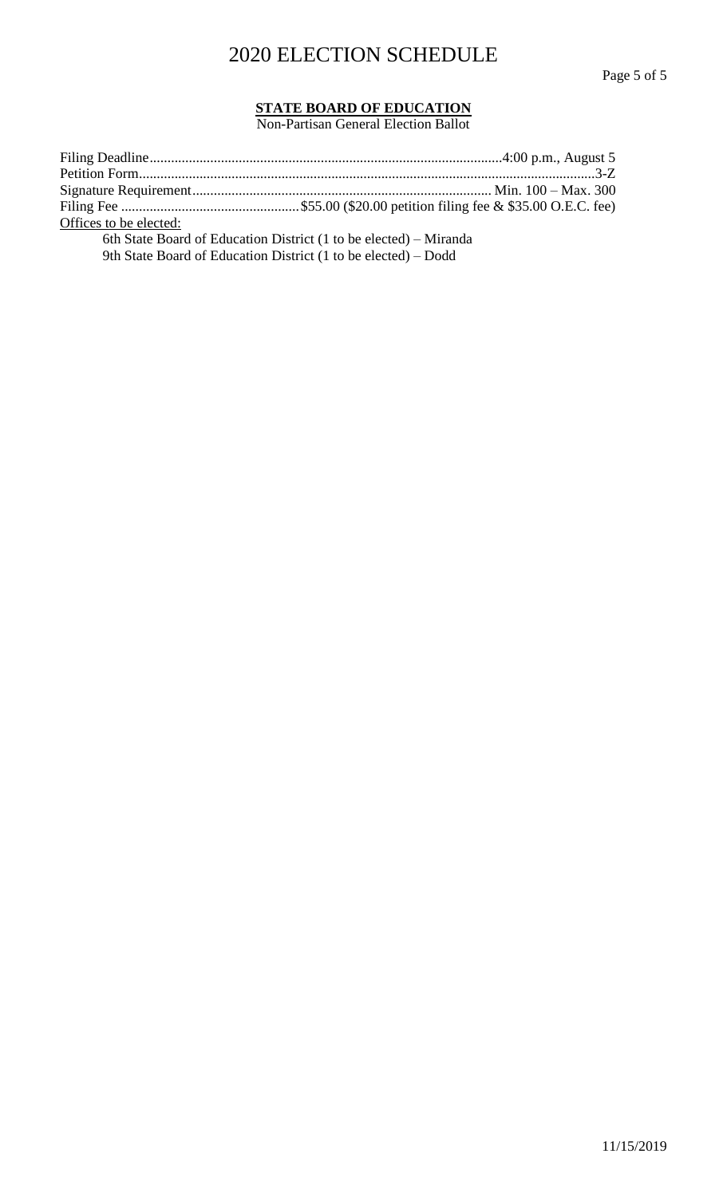## STATE BOARD OF EDUCATION

Non-Partisan General Election Ballot

Filing Deadline..................................................................................................4:00 p.m., August 5
Petition Form..............................................................................................................................3-Z
Signature Requirement.................................................................................. Min. 100 – Max. 300
Filing Fee ..................................................$55.00 ($20.00 petition filing fee & $35.00 O.E.C. fee)

Offices to be elected:

6th State Board of Education District (1 to be elected) – Miranda
9th State Board of Education District (1 to be elected) – Dodd